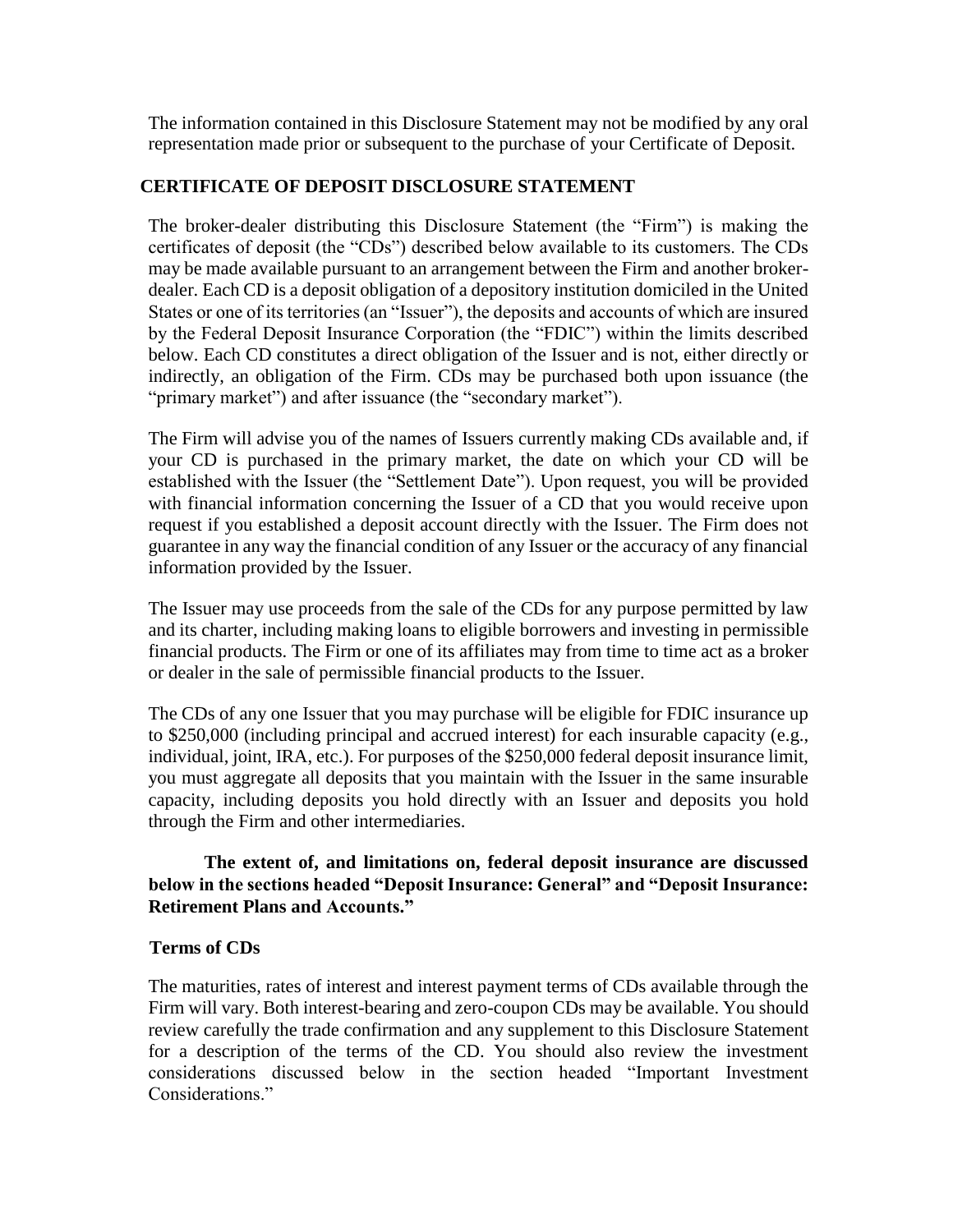The information contained in this Disclosure Statement may not be modified by any oral representation made prior or subsequent to the purchase of your Certificate of Deposit.

## CERTIFICATE OF DEPOSIT DISCLOSURE STATEMENT

The broker-dealer distributing this Disclosure Statement (the "Firm") is making the certificates of deposit (the "CDs") described below available to its customers. The CDs may be made available pursuant to an arrangement between the Firm and another broker-dealer. Each CD is a deposit obligation of a depository institution domiciled in the United States or one of its territories (an "Issuer"), the deposits and accounts of which are insured by the Federal Deposit Insurance Corporation (the "FDIC") within the limits described below. Each CD constitutes a direct obligation of the Issuer and is not, either directly or indirectly, an obligation of the Firm. CDs may be purchased both upon issuance (the "primary market") and after issuance (the "secondary market").

The Firm will advise you of the names of Issuers currently making CDs available and, if your CD is purchased in the primary market, the date on which your CD will be established with the Issuer (the "Settlement Date"). Upon request, you will be provided with financial information concerning the Issuer of a CD that you would receive upon request if you established a deposit account directly with the Issuer. The Firm does not guarantee in any way the financial condition of any Issuer or the accuracy of any financial information provided by the Issuer.

The Issuer may use proceeds from the sale of the CDs for any purpose permitted by law and its charter, including making loans to eligible borrowers and investing in permissible financial products. The Firm or one of its affiliates may from time to time act as a broker or dealer in the sale of permissible financial products to the Issuer.

The CDs of any one Issuer that you may purchase will be eligible for FDIC insurance up to $250,000 (including principal and accrued interest) for each insurable capacity (e.g., individual, joint, IRA, etc.). For purposes of the $250,000 federal deposit insurance limit, you must aggregate all deposits that you maintain with the Issuer in the same insurable capacity, including deposits you hold directly with an Issuer and deposits you hold through the Firm and other intermediaries.

**The extent of, and limitations on, federal deposit insurance are discussed below in the sections headed "Deposit Insurance: General" and "Deposit Insurance: Retirement Plans and Accounts."**

### Terms of CDs

The maturities, rates of interest and interest payment terms of CDs available through the Firm will vary. Both interest-bearing and zero-coupon CDs may be available. You should review carefully the trade confirmation and any supplement to this Disclosure Statement for a description of the terms of the CD. You should also review the investment considerations discussed below in the section headed "Important Investment Considerations."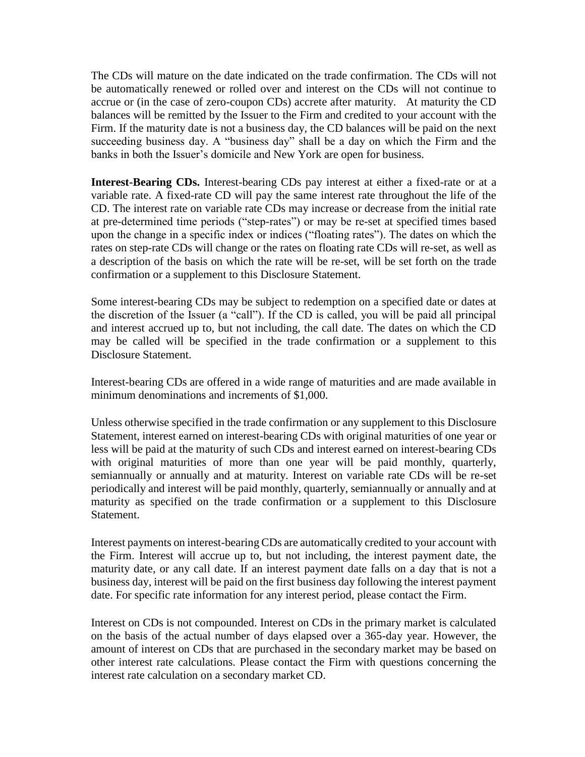The CDs will mature on the date indicated on the trade confirmation. The CDs will not be automatically renewed or rolled over and interest on the CDs will not continue to accrue or (in the case of zero-coupon CDs) accrete after maturity. At maturity the CD balances will be remitted by the Issuer to the Firm and credited to your account with the Firm. If the maturity date is not a business day, the CD balances will be paid on the next succeeding business day. A "business day" shall be a day on which the Firm and the banks in both the Issuer's domicile and New York are open for business.

**Interest-Bearing CDs.** Interest-bearing CDs pay interest at either a fixed-rate or at a variable rate. A fixed-rate CD will pay the same interest rate throughout the life of the CD. The interest rate on variable rate CDs may increase or decrease from the initial rate at pre-determined time periods ("step-rates") or may be re-set at specified times based upon the change in a specific index or indices ("floating rates"). The dates on which the rates on step-rate CDs will change or the rates on floating rate CDs will re-set, as well as a description of the basis on which the rate will be re-set, will be set forth on the trade confirmation or a supplement to this Disclosure Statement.

Some interest-bearing CDs may be subject to redemption on a specified date or dates at the discretion of the Issuer (a "call"). If the CD is called, you will be paid all principal and interest accrued up to, but not including, the call date. The dates on which the CD may be called will be specified in the trade confirmation or a supplement to this Disclosure Statement.

Interest-bearing CDs are offered in a wide range of maturities and are made available in minimum denominations and increments of $1,000.

Unless otherwise specified in the trade confirmation or any supplement to this Disclosure Statement, interest earned on interest-bearing CDs with original maturities of one year or less will be paid at the maturity of such CDs and interest earned on interest-bearing CDs with original maturities of more than one year will be paid monthly, quarterly, semiannually or annually and at maturity. Interest on variable rate CDs will be re-set periodically and interest will be paid monthly, quarterly, semiannually or annually and at maturity as specified on the trade confirmation or a supplement to this Disclosure Statement.

Interest payments on interest-bearing CDs are automatically credited to your account with the Firm. Interest will accrue up to, but not including, the interest payment date, the maturity date, or any call date. If an interest payment date falls on a day that is not a business day, interest will be paid on the first business day following the interest payment date. For specific rate information for any interest period, please contact the Firm.

Interest on CDs is not compounded. Interest on CDs in the primary market is calculated on the basis of the actual number of days elapsed over a 365-day year. However, the amount of interest on CDs that are purchased in the secondary market may be based on other interest rate calculations. Please contact the Firm with questions concerning the interest rate calculation on a secondary market CD.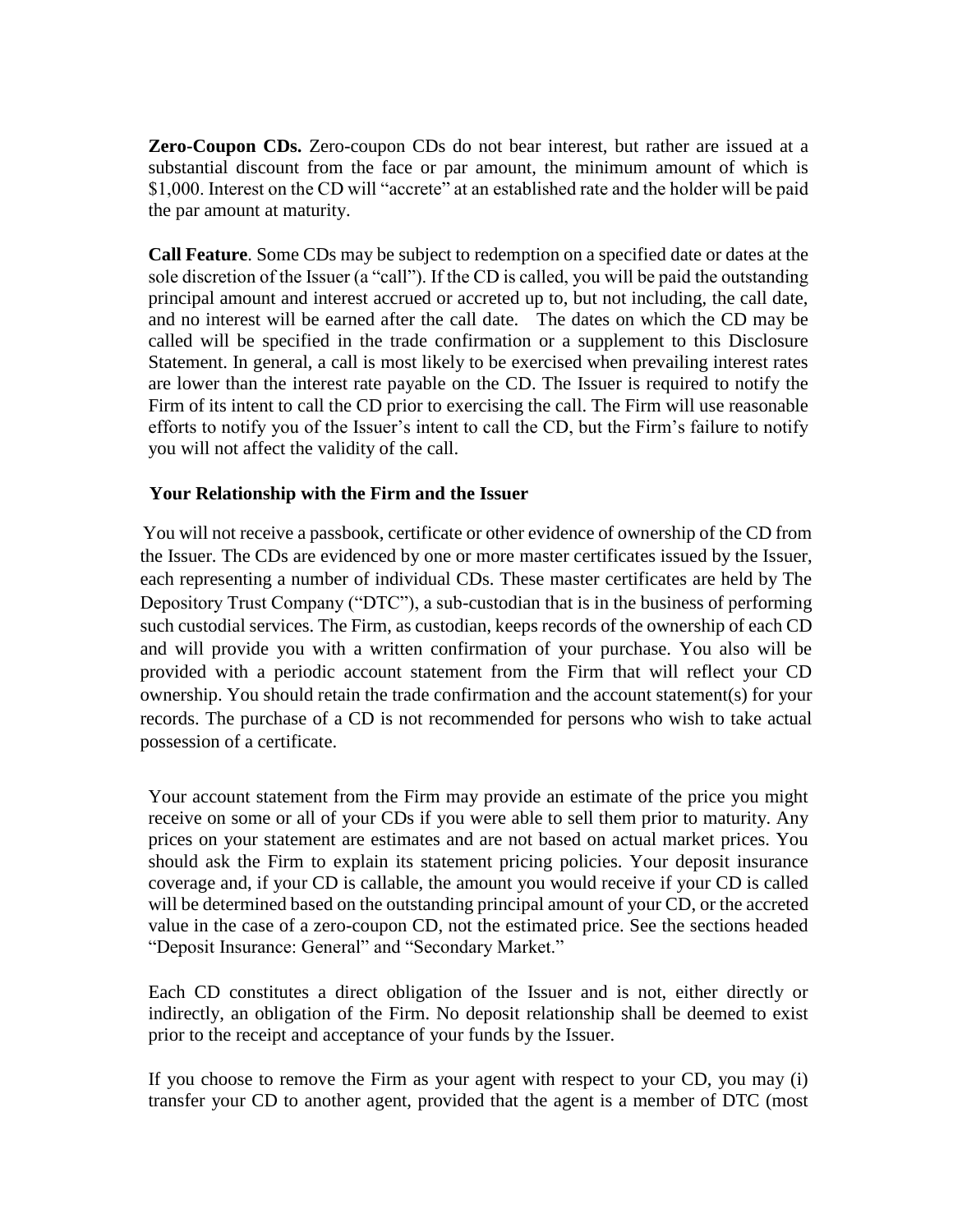**Zero-Coupon CDs.** Zero-coupon CDs do not bear interest, but rather are issued at a substantial discount from the face or par amount, the minimum amount of which is $1,000. Interest on the CD will "accrete" at an established rate and the holder will be paid the par amount at maturity.

**Call Feature**. Some CDs may be subject to redemption on a specified date or dates at the sole discretion of the Issuer (a "call"). If the CD is called, you will be paid the outstanding principal amount and interest accrued or accreted up to, but not including, the call date, and no interest will be earned after the call date. The dates on which the CD may be called will be specified in the trade confirmation or a supplement to this Disclosure Statement. In general, a call is most likely to be exercised when prevailing interest rates are lower than the interest rate payable on the CD. The Issuer is required to notify the Firm of its intent to call the CD prior to exercising the call. The Firm will use reasonable efforts to notify you of the Issuer's intent to call the CD, but the Firm's failure to notify you will not affect the validity of the call.

**Your Relationship with the Firm and the Issuer**

You will not receive a passbook, certificate or other evidence of ownership of the CD from the Issuer. The CDs are evidenced by one or more master certificates issued by the Issuer, each representing a number of individual CDs. These master certificates are held by The Depository Trust Company ("DTC"), a sub-custodian that is in the business of performing such custodial services. The Firm, as custodian, keeps records of the ownership of each CD and will provide you with a written confirmation of your purchase. You also will be provided with a periodic account statement from the Firm that will reflect your CD ownership. You should retain the trade confirmation and the account statement(s) for your records. The purchase of a CD is not recommended for persons who wish to take actual possession of a certificate.

Your account statement from the Firm may provide an estimate of the price you might receive on some or all of your CDs if you were able to sell them prior to maturity. Any prices on your statement are estimates and are not based on actual market prices. You should ask the Firm to explain its statement pricing policies. Your deposit insurance coverage and, if your CD is callable, the amount you would receive if your CD is called will be determined based on the outstanding principal amount of your CD, or the accreted value in the case of a zero-coupon CD, not the estimated price. See the sections headed "Deposit Insurance: General" and "Secondary Market."

Each CD constitutes a direct obligation of the Issuer and is not, either directly or indirectly, an obligation of the Firm. No deposit relationship shall be deemed to exist prior to the receipt and acceptance of your funds by the Issuer.

If you choose to remove the Firm as your agent with respect to your CD, you may (i) transfer your CD to another agent, provided that the agent is a member of DTC (most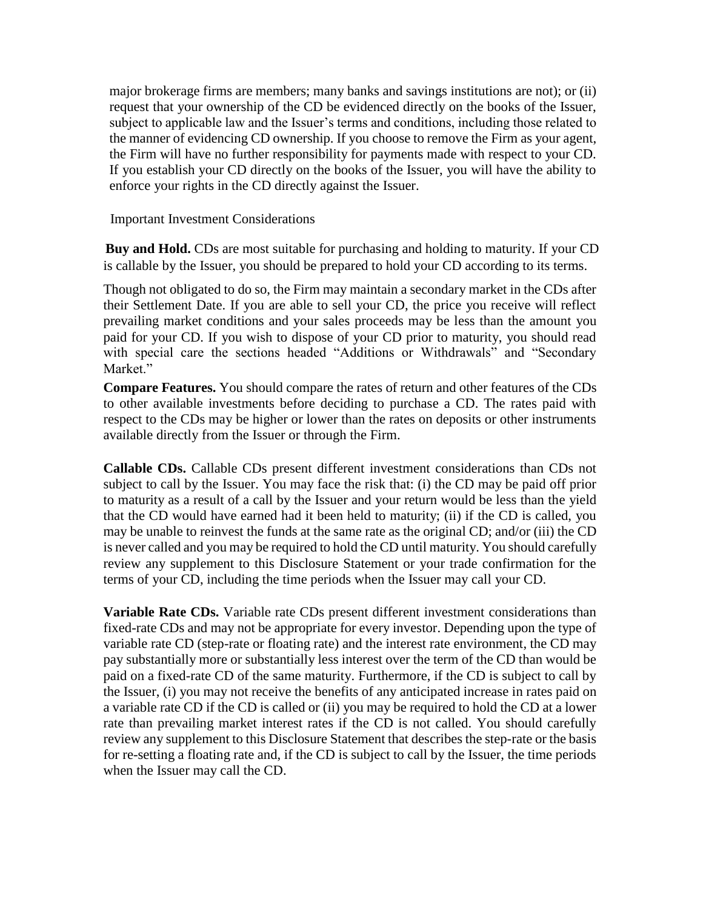major brokerage firms are members; many banks and savings institutions are not); or (ii) request that your ownership of the CD be evidenced directly on the books of the Issuer, subject to applicable law and the Issuer's terms and conditions, including those related to the manner of evidencing CD ownership. If you choose to remove the Firm as your agent, the Firm will have no further responsibility for payments made with respect to your CD. If you establish your CD directly on the books of the Issuer, you will have the ability to enforce your rights in the CD directly against the Issuer.

## Important Investment Considerations

**Buy and Hold.** CDs are most suitable for purchasing and holding to maturity. If your CD is callable by the Issuer, you should be prepared to hold your CD according to its terms.

Though not obligated to do so, the Firm may maintain a secondary market in the CDs after their Settlement Date. If you are able to sell your CD, the price you receive will reflect prevailing market conditions and your sales proceeds may be less than the amount you paid for your CD. If you wish to dispose of your CD prior to maturity, you should read with special care the sections headed "Additions or Withdrawals" and "Secondary Market."

**Compare Features.** You should compare the rates of return and other features of the CDs to other available investments before deciding to purchase a CD. The rates paid with respect to the CDs may be higher or lower than the rates on deposits or other instruments available directly from the Issuer or through the Firm.

**Callable CDs.** Callable CDs present different investment considerations than CDs not subject to call by the Issuer. You may face the risk that: (i) the CD may be paid off prior to maturity as a result of a call by the Issuer and your return would be less than the yield that the CD would have earned had it been held to maturity; (ii) if the CD is called, you may be unable to reinvest the funds at the same rate as the original CD; and/or (iii) the CD is never called and you may be required to hold the CD until maturity. You should carefully review any supplement to this Disclosure Statement or your trade confirmation for the terms of your CD, including the time periods when the Issuer may call your CD.

**Variable Rate CDs.** Variable rate CDs present different investment considerations than fixed-rate CDs and may not be appropriate for every investor. Depending upon the type of variable rate CD (step-rate or floating rate) and the interest rate environment, the CD may pay substantially more or substantially less interest over the term of the CD than would be paid on a fixed-rate CD of the same maturity. Furthermore, if the CD is subject to call by the Issuer, (i) you may not receive the benefits of any anticipated increase in rates paid on a variable rate CD if the CD is called or (ii) you may be required to hold the CD at a lower rate than prevailing market interest rates if the CD is not called. You should carefully review any supplement to this Disclosure Statement that describes the step-rate or the basis for re-setting a floating rate and, if the CD is subject to call by the Issuer, the time periods when the Issuer may call the CD.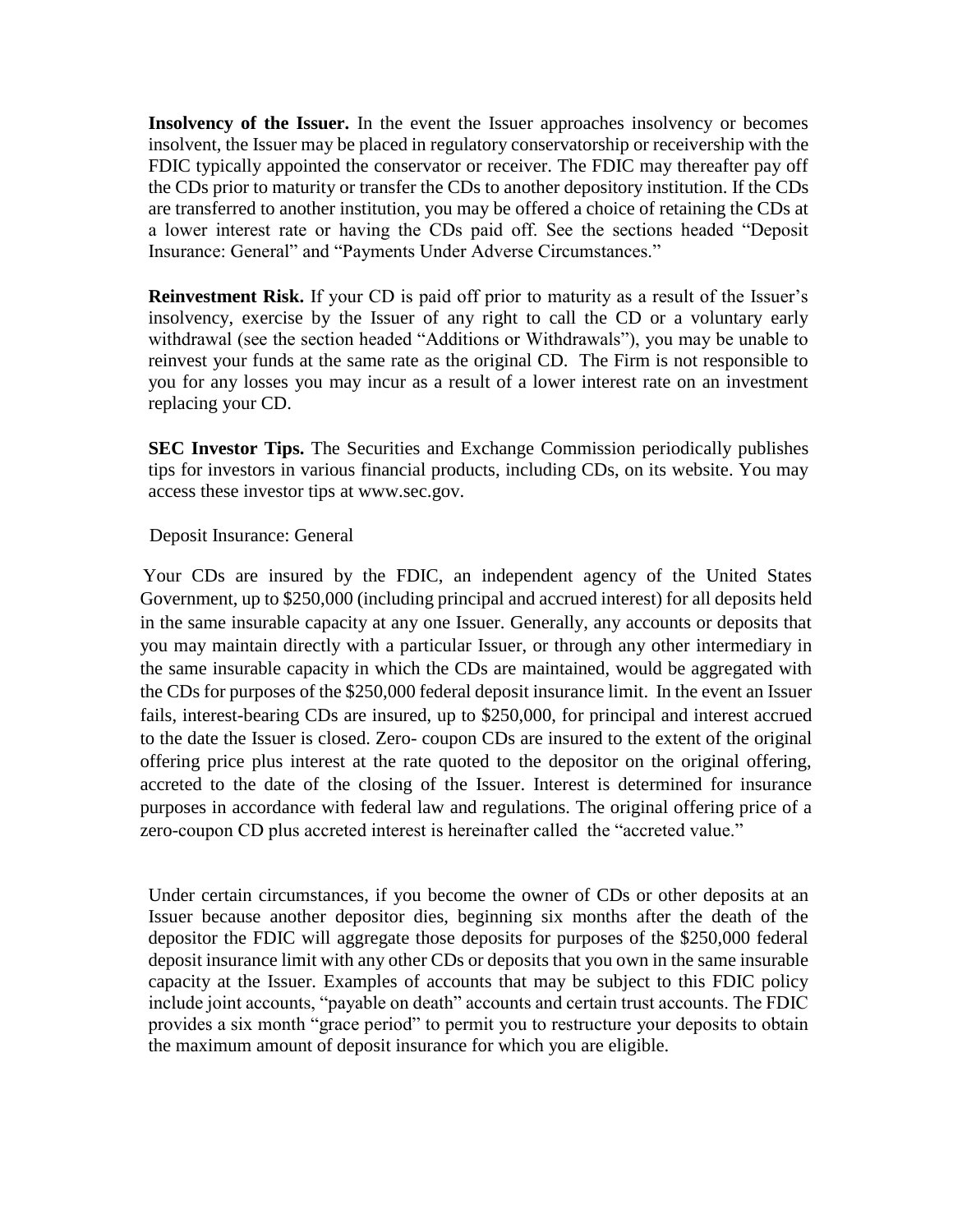**Insolvency of the Issuer.** In the event the Issuer approaches insolvency or becomes insolvent, the Issuer may be placed in regulatory conservatorship or receivership with the FDIC typically appointed the conservator or receiver. The FDIC may thereafter pay off the CDs prior to maturity or transfer the CDs to another depository institution. If the CDs are transferred to another institution, you may be offered a choice of retaining the CDs at a lower interest rate or having the CDs paid off. See the sections headed "Deposit Insurance: General" and "Payments Under Adverse Circumstances."

**Reinvestment Risk.** If your CD is paid off prior to maturity as a result of the Issuer's insolvency, exercise by the Issuer of any right to call the CD or a voluntary early withdrawal (see the section headed "Additions or Withdrawals"), you may be unable to reinvest your funds at the same rate as the original CD. The Firm is not responsible to you for any losses you may incur as a result of a lower interest rate on an investment replacing your CD.

**SEC Investor Tips.** The Securities and Exchange Commission periodically publishes tips for investors in various financial products, including CDs, on its website. You may access these investor tips at www.sec.gov.

## Deposit Insurance: General

Your CDs are insured by the FDIC, an independent agency of the United States Government, up to $250,000 (including principal and accrued interest) for all deposits held in the same insurable capacity at any one Issuer. Generally, any accounts or deposits that you may maintain directly with a particular Issuer, or through any other intermediary in the same insurable capacity in which the CDs are maintained, would be aggregated with the CDs for purposes of the $250,000 federal deposit insurance limit. In the event an Issuer fails, interest-bearing CDs are insured, up to $250,000, for principal and interest accrued to the date the Issuer is closed. Zero- coupon CDs are insured to the extent of the original offering price plus interest at the rate quoted to the depositor on the original offering, accreted to the date of the closing of the Issuer. Interest is determined for insurance purposes in accordance with federal law and regulations. The original offering price of a zero-coupon CD plus accreted interest is hereinafter called the "accreted value."

Under certain circumstances, if you become the owner of CDs or other deposits at an Issuer because another depositor dies, beginning six months after the death of the depositor the FDIC will aggregate those deposits for purposes of the $250,000 federal deposit insurance limit with any other CDs or deposits that you own in the same insurable capacity at the Issuer. Examples of accounts that may be subject to this FDIC policy include joint accounts, "payable on death" accounts and certain trust accounts. The FDIC provides a six month "grace period" to permit you to restructure your deposits to obtain the maximum amount of deposit insurance for which you are eligible.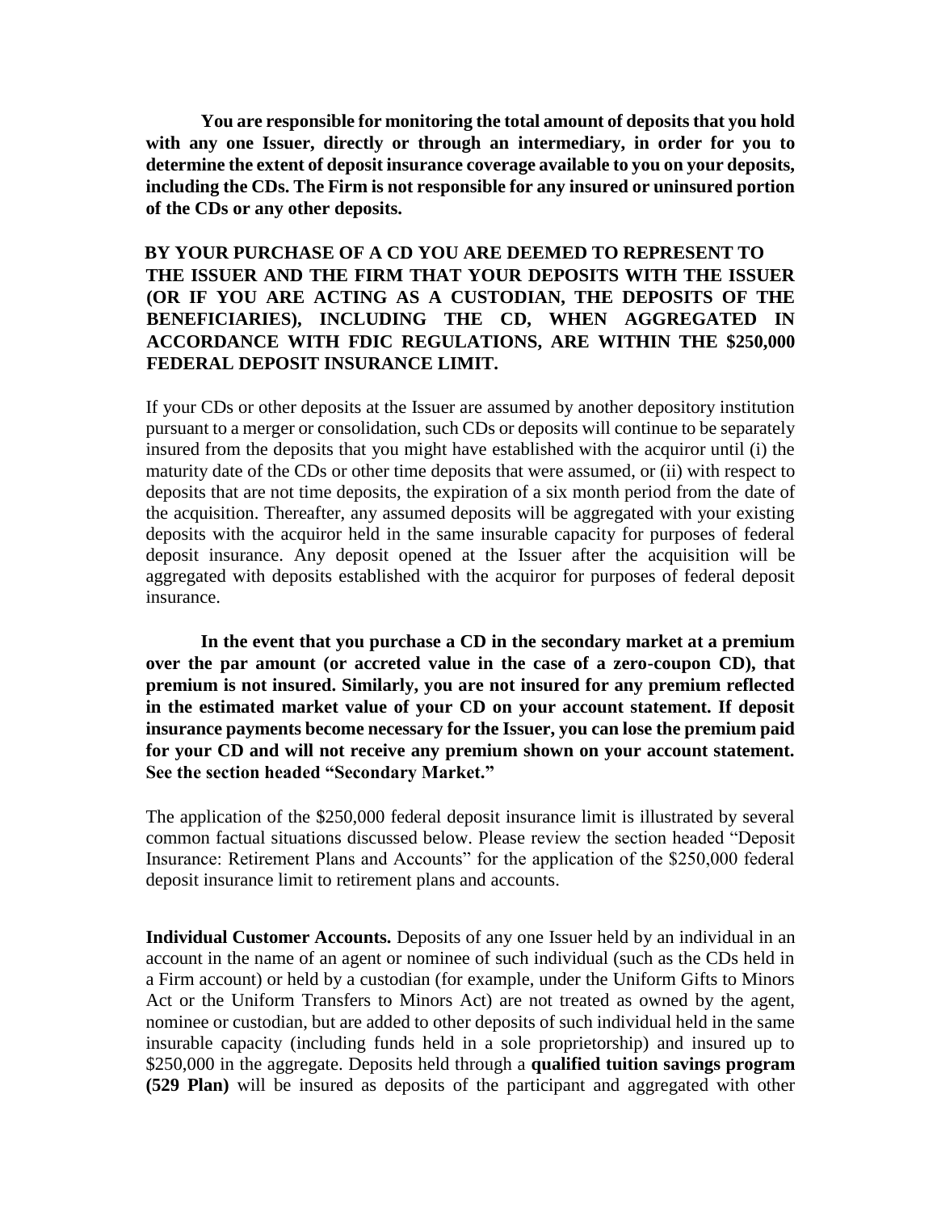**You are responsible for monitoring the total amount of deposits that you hold with any one Issuer, directly or through an intermediary, in order for you to determine the extent of deposit insurance coverage available to you on your deposits, including the CDs. The Firm is not responsible for any insured or uninsured portion of the CDs or any other deposits.**

**BY YOUR PURCHASE OF A CD YOU ARE DEEMED TO REPRESENT TO THE ISSUER AND THE FIRM THAT YOUR DEPOSITS WITH THE ISSUER (OR IF YOU ARE ACTING AS A CUSTODIAN, THE DEPOSITS OF THE BENEFICIARIES), INCLUDING THE CD, WHEN AGGREGATED IN ACCORDANCE WITH FDIC REGULATIONS, ARE WITHIN THE $250,000 FEDERAL DEPOSIT INSURANCE LIMIT.**

If your CDs or other deposits at the Issuer are assumed by another depository institution pursuant to a merger or consolidation, such CDs or deposits will continue to be separately insured from the deposits that you might have established with the acquiror until (i) the maturity date of the CDs or other time deposits that were assumed, or (ii) with respect to deposits that are not time deposits, the expiration of a six month period from the date of the acquisition. Thereafter, any assumed deposits will be aggregated with your existing deposits with the acquiror held in the same insurable capacity for purposes of federal deposit insurance. Any deposit opened at the Issuer after the acquisition will be aggregated with deposits established with the acquiror for purposes of federal deposit insurance.

**In the event that you purchase a CD in the secondary market at a premium over the par amount (or accreted value in the case of a zero-coupon CD), that premium is not insured. Similarly, you are not insured for any premium reflected in the estimated market value of your CD on your account statement. If deposit insurance payments become necessary for the Issuer, you can lose the premium paid for your CD and will not receive any premium shown on your account statement. See the section headed "Secondary Market."**

The application of the $250,000 federal deposit insurance limit is illustrated by several common factual situations discussed below. Please review the section headed "Deposit Insurance: Retirement Plans and Accounts" for the application of the $250,000 federal deposit insurance limit to retirement plans and accounts.

**Individual Customer Accounts.** Deposits of any one Issuer held by an individual in an account in the name of an agent or nominee of such individual (such as the CDs held in a Firm account) or held by a custodian (for example, under the Uniform Gifts to Minors Act or the Uniform Transfers to Minors Act) are not treated as owned by the agent, nominee or custodian, but are added to other deposits of such individual held in the same insurable capacity (including funds held in a sole proprietorship) and insured up to $250,000 in the aggregate. Deposits held through a **qualified tuition savings program (529 Plan)** will be insured as deposits of the participant and aggregated with other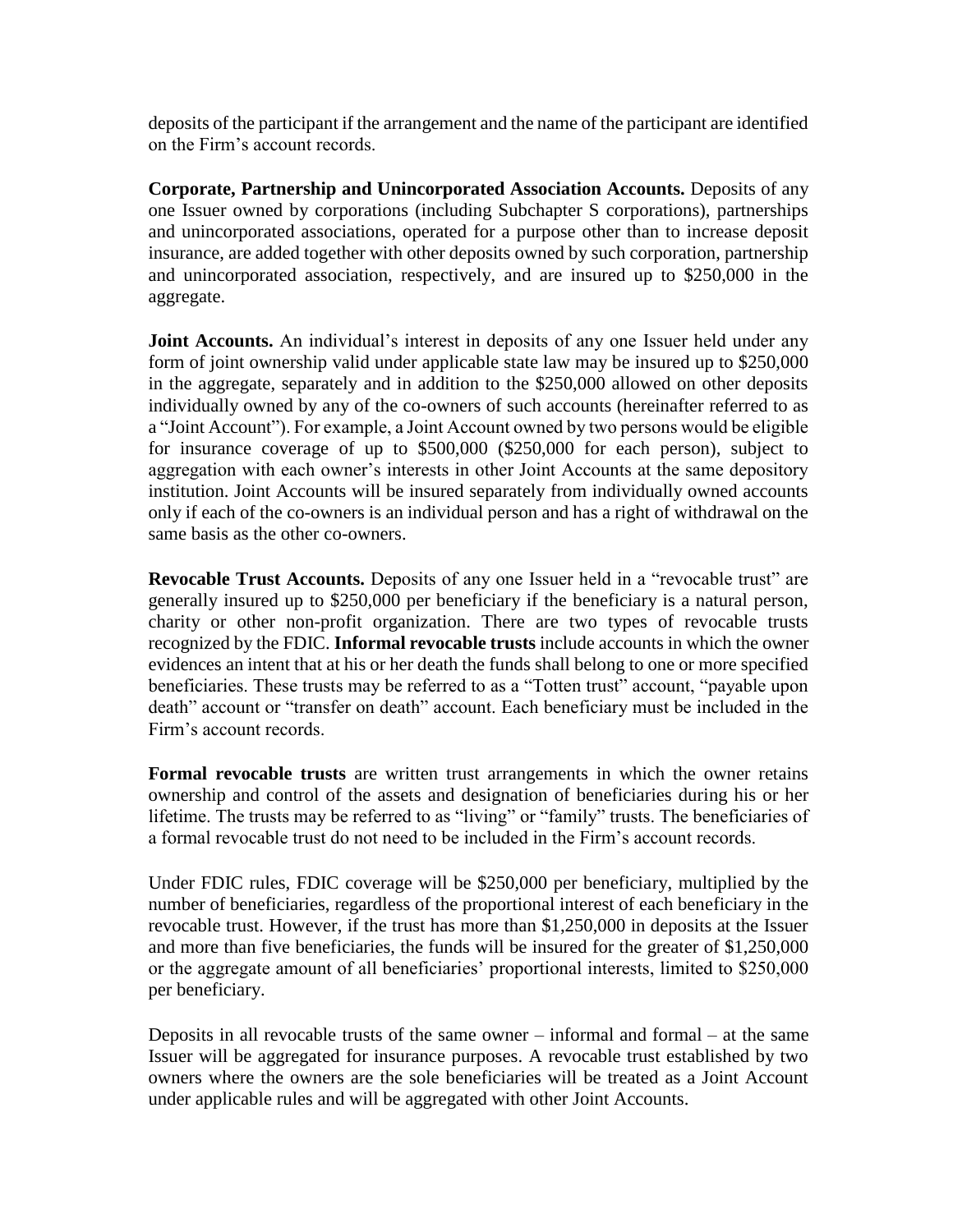deposits of the participant if the arrangement and the name of the participant are identified on the Firm's account records.

**Corporate, Partnership and Unincorporated Association Accounts.** Deposits of any one Issuer owned by corporations (including Subchapter S corporations), partnerships and unincorporated associations, operated for a purpose other than to increase deposit insurance, are added together with other deposits owned by such corporation, partnership and unincorporated association, respectively, and are insured up to $250,000 in the aggregate.

**Joint Accounts.** An individual's interest in deposits of any one Issuer held under any form of joint ownership valid under applicable state law may be insured up to $250,000 in the aggregate, separately and in addition to the $250,000 allowed on other deposits individually owned by any of the co-owners of such accounts (hereinafter referred to as a "Joint Account"). For example, a Joint Account owned by two persons would be eligible for insurance coverage of up to $500,000 ($250,000 for each person), subject to aggregation with each owner's interests in other Joint Accounts at the same depository institution. Joint Accounts will be insured separately from individually owned accounts only if each of the co-owners is an individual person and has a right of withdrawal on the same basis as the other co-owners.

**Revocable Trust Accounts.** Deposits of any one Issuer held in a "revocable trust" are generally insured up to $250,000 per beneficiary if the beneficiary is a natural person, charity or other non-profit organization. There are two types of revocable trusts recognized by the FDIC. **Informal revocable trusts** include accounts in which the owner evidences an intent that at his or her death the funds shall belong to one or more specified beneficiaries. These trusts may be referred to as a "Totten trust" account, "payable upon death" account or "transfer on death" account. Each beneficiary must be included in the Firm's account records.

**Formal revocable trusts** are written trust arrangements in which the owner retains ownership and control of the assets and designation of beneficiaries during his or her lifetime. The trusts may be referred to as "living" or "family" trusts. The beneficiaries of a formal revocable trust do not need to be included in the Firm's account records.

Under FDIC rules, FDIC coverage will be $250,000 per beneficiary, multiplied by the number of beneficiaries, regardless of the proportional interest of each beneficiary in the revocable trust. However, if the trust has more than $1,250,000 in deposits at the Issuer and more than five beneficiaries, the funds will be insured for the greater of $1,250,000 or the aggregate amount of all beneficiaries' proportional interests, limited to $250,000 per beneficiary.

Deposits in all revocable trusts of the same owner – informal and formal – at the same Issuer will be aggregated for insurance purposes. A revocable trust established by two owners where the owners are the sole beneficiaries will be treated as a Joint Account under applicable rules and will be aggregated with other Joint Accounts.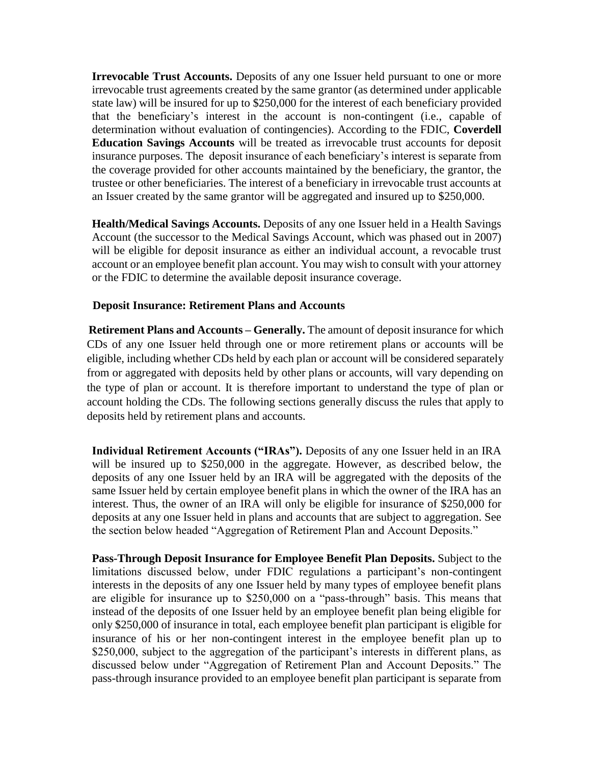**Irrevocable Trust Accounts.** Deposits of any one Issuer held pursuant to one or more irrevocable trust agreements created by the same grantor (as determined under applicable state law) will be insured for up to $250,000 for the interest of each beneficiary provided that the beneficiary's interest in the account is non-contingent (i.e., capable of determination without evaluation of contingencies). According to the FDIC, **Coverdell Education Savings Accounts** will be treated as irrevocable trust accounts for deposit insurance purposes. The deposit insurance of each beneficiary's interest is separate from the coverage provided for other accounts maintained by the beneficiary, the grantor, the trustee or other beneficiaries. The interest of a beneficiary in irrevocable trust accounts at an Issuer created by the same grantor will be aggregated and insured up to $250,000.

**Health/Medical Savings Accounts.** Deposits of any one Issuer held in a Health Savings Account (the successor to the Medical Savings Account, which was phased out in 2007) will be eligible for deposit insurance as either an individual account, a revocable trust account or an employee benefit plan account. You may wish to consult with your attorney or the FDIC to determine the available deposit insurance coverage.

**Deposit Insurance: Retirement Plans and Accounts**

**Retirement Plans and Accounts – Generally.** The amount of deposit insurance for which CDs of any one Issuer held through one or more retirement plans or accounts will be eligible, including whether CDs held by each plan or account will be considered separately from or aggregated with deposits held by other plans or accounts, will vary depending on the type of plan or account. It is therefore important to understand the type of plan or account holding the CDs. The following sections generally discuss the rules that apply to deposits held by retirement plans and accounts.

**Individual Retirement Accounts ("IRAs").** Deposits of any one Issuer held in an IRA will be insured up to $250,000 in the aggregate. However, as described below, the deposits of any one Issuer held by an IRA will be aggregated with the deposits of the same Issuer held by certain employee benefit plans in which the owner of the IRA has an interest. Thus, the owner of an IRA will only be eligible for insurance of $250,000 for deposits at any one Issuer held in plans and accounts that are subject to aggregation. See the section below headed "Aggregation of Retirement Plan and Account Deposits."

**Pass-Through Deposit Insurance for Employee Benefit Plan Deposits.** Subject to the limitations discussed below, under FDIC regulations a participant's non-contingent interests in the deposits of any one Issuer held by many types of employee benefit plans are eligible for insurance up to $250,000 on a "pass-through" basis. This means that instead of the deposits of one Issuer held by an employee benefit plan being eligible for only $250,000 of insurance in total, each employee benefit plan participant is eligible for insurance of his or her non-contingent interest in the employee benefit plan up to $250,000, subject to the aggregation of the participant's interests in different plans, as discussed below under "Aggregation of Retirement Plan and Account Deposits." The pass-through insurance provided to an employee benefit plan participant is separate from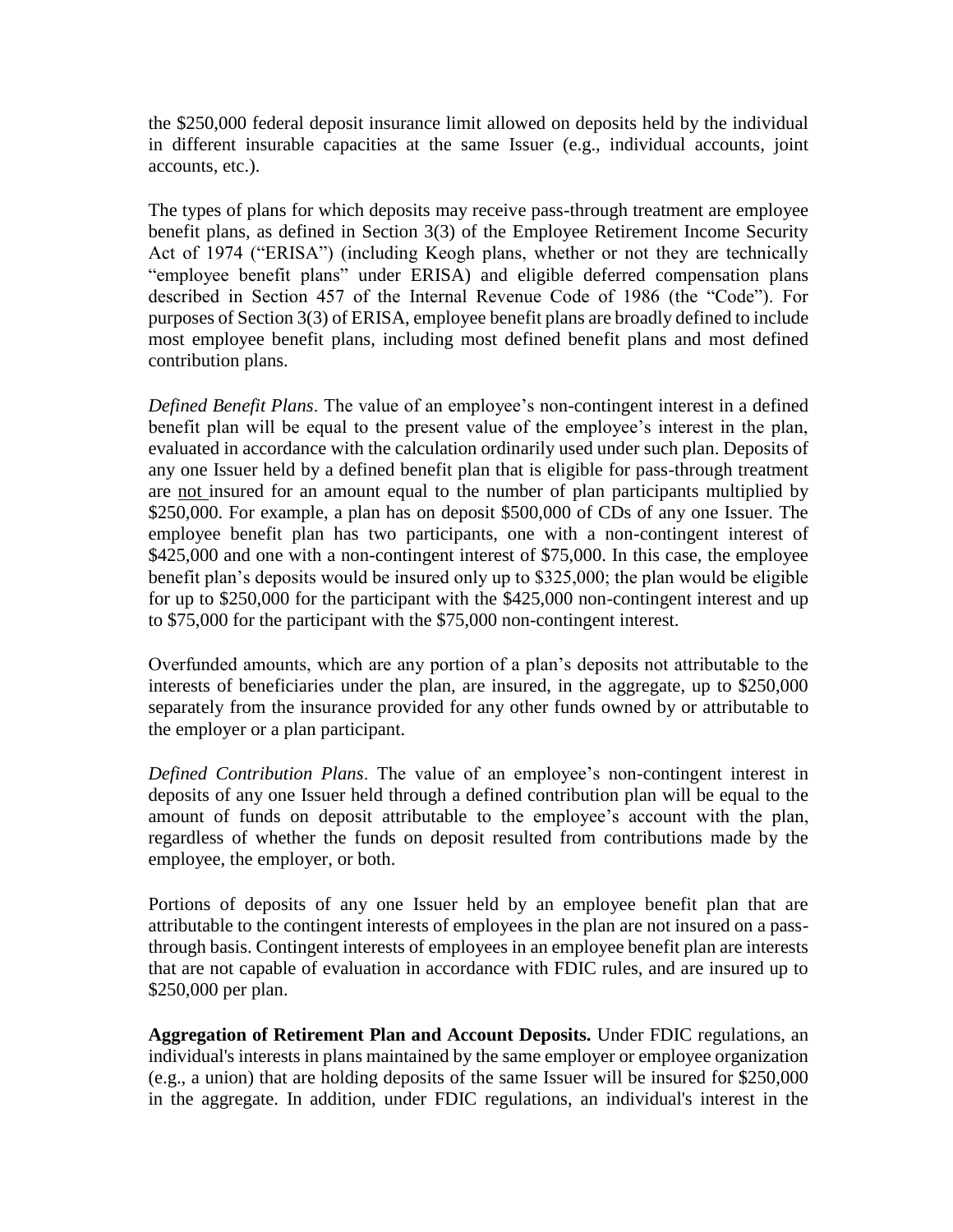the $250,000 federal deposit insurance limit allowed on deposits held by the individual in different insurable capacities at the same Issuer (e.g., individual accounts, joint accounts, etc.).

The types of plans for which deposits may receive pass-through treatment are employee benefit plans, as defined in Section 3(3) of the Employee Retirement Income Security Act of 1974 ("ERISA") (including Keogh plans, whether or not they are technically "employee benefit plans" under ERISA) and eligible deferred compensation plans described in Section 457 of the Internal Revenue Code of 1986 (the "Code"). For purposes of Section 3(3) of ERISA, employee benefit plans are broadly defined to include most employee benefit plans, including most defined benefit plans and most defined contribution plans.

*Defined Benefit Plans*. The value of an employee's non-contingent interest in a defined benefit plan will be equal to the present value of the employee's interest in the plan, evaluated in accordance with the calculation ordinarily used under such plan. Deposits of any one Issuer held by a defined benefit plan that is eligible for pass-through treatment are <u>not</u> insured for an amount equal to the number of plan participants multiplied by $250,000. For example, a plan has on deposit $500,000 of CDs of any one Issuer. The employee benefit plan has two participants, one with a non-contingent interest of $425,000 and one with a non-contingent interest of $75,000. In this case, the employee benefit plan's deposits would be insured only up to $325,000; the plan would be eligible for up to $250,000 for the participant with the $425,000 non-contingent interest and up to $75,000 for the participant with the $75,000 non-contingent interest.

Overfunded amounts, which are any portion of a plan's deposits not attributable to the interests of beneficiaries under the plan, are insured, in the aggregate, up to $250,000 separately from the insurance provided for any other funds owned by or attributable to the employer or a plan participant.

*Defined Contribution Plans*. The value of an employee's non-contingent interest in deposits of any one Issuer held through a defined contribution plan will be equal to the amount of funds on deposit attributable to the employee's account with the plan, regardless of whether the funds on deposit resulted from contributions made by the employee, the employer, or both.

Portions of deposits of any one Issuer held by an employee benefit plan that are attributable to the contingent interests of employees in the plan are not insured on a pass-through basis. Contingent interests of employees in an employee benefit plan are interests that are not capable of evaluation in accordance with FDIC rules, and are insured up to $250,000 per plan.

**Aggregation of Retirement Plan and Account Deposits.** Under FDIC regulations, an individual's interests in plans maintained by the same employer or employee organization (e.g., a union) that are holding deposits of the same Issuer will be insured for $250,000 in the aggregate. In addition, under FDIC regulations, an individual's interest in the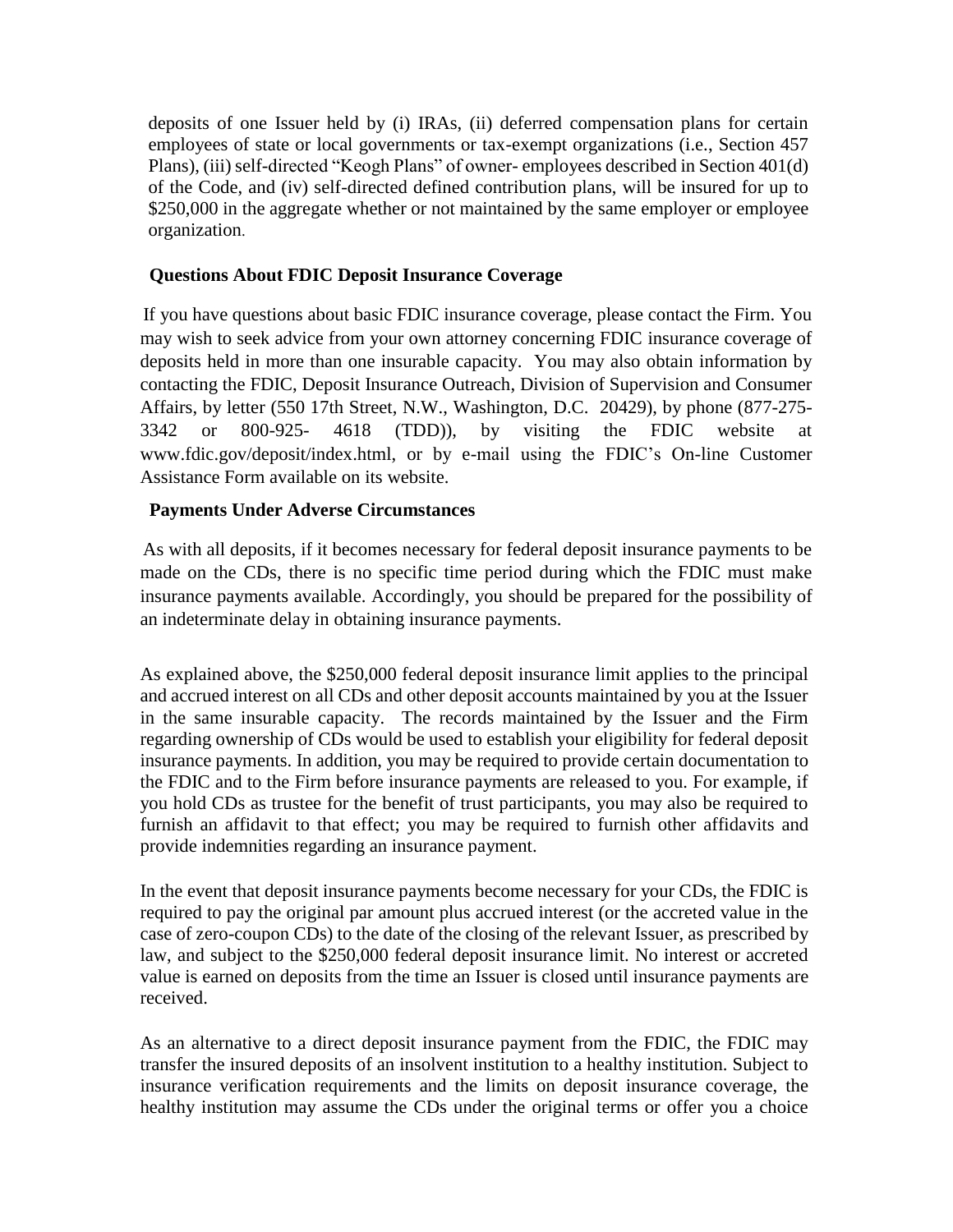deposits of one Issuer held by (i) IRAs, (ii) deferred compensation plans for certain employees of state or local governments or tax-exempt organizations (i.e., Section 457 Plans), (iii) self-directed "Keogh Plans" of owner- employees described in Section 401(d) of the Code, and (iv) self-directed defined contribution plans, will be insured for up to $250,000 in the aggregate whether or not maintained by the same employer or employee organization.

**Questions About FDIC Deposit Insurance Coverage**

If you have questions about basic FDIC insurance coverage, please contact the Firm. You may wish to seek advice from your own attorney concerning FDIC insurance coverage of deposits held in more than one insurable capacity. You may also obtain information by contacting the FDIC, Deposit Insurance Outreach, Division of Supervision and Consumer Affairs, by letter (550 17th Street, N.W., Washington, D.C. 20429), by phone (877-275-3342 or 800-925- 4618 (TDD)), by visiting the FDIC website at www.fdic.gov/deposit/index.html, or by e-mail using the FDIC's On-line Customer Assistance Form available on its website.

**Payments Under Adverse Circumstances**

As with all deposits, if it becomes necessary for federal deposit insurance payments to be made on the CDs, there is no specific time period during which the FDIC must make insurance payments available. Accordingly, you should be prepared for the possibility of an indeterminate delay in obtaining insurance payments.

As explained above, the $250,000 federal deposit insurance limit applies to the principal and accrued interest on all CDs and other deposit accounts maintained by you at the Issuer in the same insurable capacity. The records maintained by the Issuer and the Firm regarding ownership of CDs would be used to establish your eligibility for federal deposit insurance payments. In addition, you may be required to provide certain documentation to the FDIC and to the Firm before insurance payments are released to you. For example, if you hold CDs as trustee for the benefit of trust participants, you may also be required to furnish an affidavit to that effect; you may be required to furnish other affidavits and provide indemnities regarding an insurance payment.

In the event that deposit insurance payments become necessary for your CDs, the FDIC is required to pay the original par amount plus accrued interest (or the accreted value in the case of zero-coupon CDs) to the date of the closing of the relevant Issuer, as prescribed by law, and subject to the $250,000 federal deposit insurance limit. No interest or accreted value is earned on deposits from the time an Issuer is closed until insurance payments are received.

As an alternative to a direct deposit insurance payment from the FDIC, the FDIC may transfer the insured deposits of an insolvent institution to a healthy institution. Subject to insurance verification requirements and the limits on deposit insurance coverage, the healthy institution may assume the CDs under the original terms or offer you a choice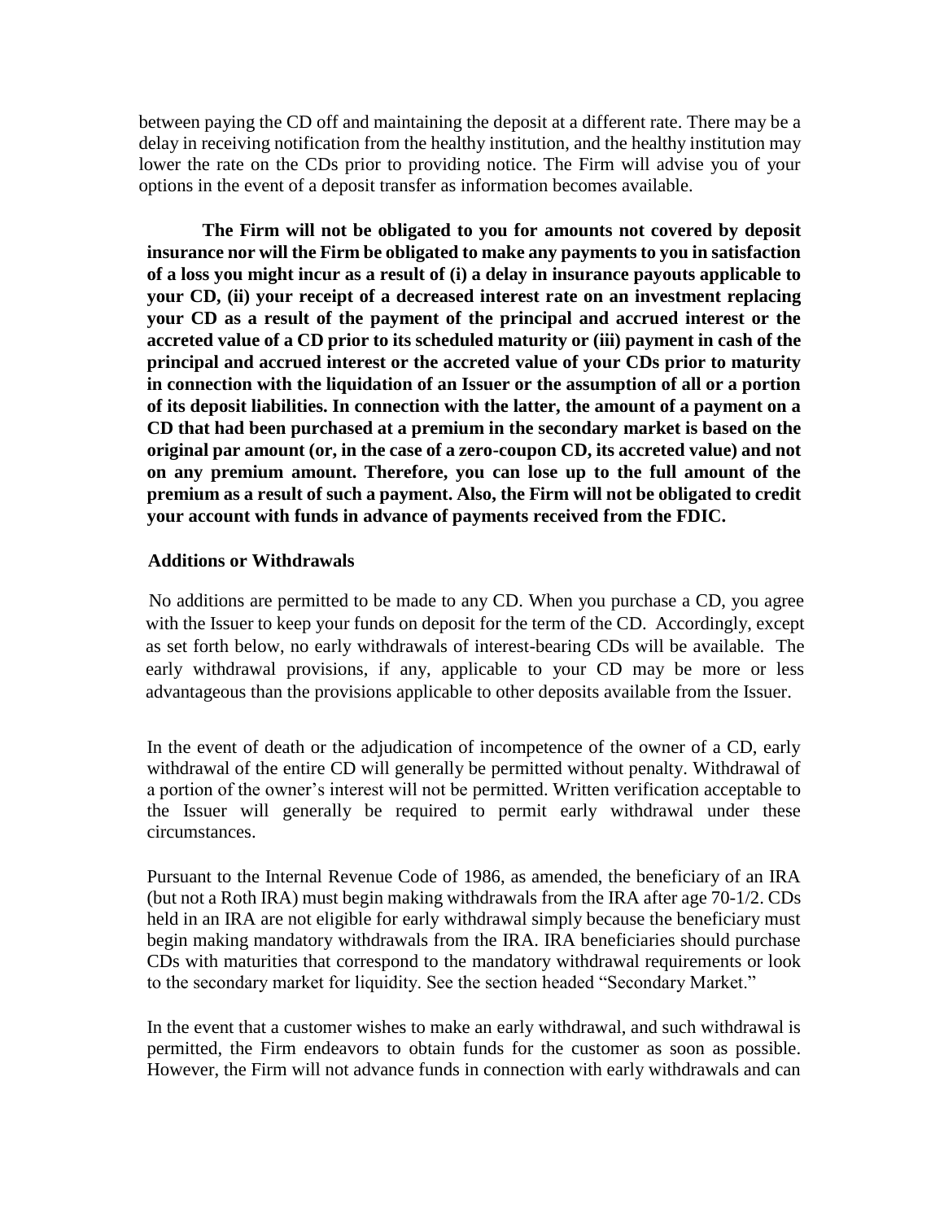between paying the CD off and maintaining the deposit at a different rate. There may be a delay in receiving notification from the healthy institution, and the healthy institution may lower the rate on the CDs prior to providing notice. The Firm will advise you of your options in the event of a deposit transfer as information becomes available.

**The Firm will not be obligated to you for amounts not covered by deposit insurance nor will the Firm be obligated to make any payments to you in satisfaction of a loss you might incur as a result of (i) a delay in insurance payouts applicable to your CD, (ii) your receipt of a decreased interest rate on an investment replacing your CD as a result of the payment of the principal and accrued interest or the accreted value of a CD prior to its scheduled maturity or (iii) payment in cash of the principal and accrued interest or the accreted value of your CDs prior to maturity in connection with the liquidation of an Issuer or the assumption of all or a portion of its deposit liabilities. In connection with the latter, the amount of a payment on a CD that had been purchased at a premium in the secondary market is based on the original par amount (or, in the case of a zero-coupon CD, its accreted value) and not on any premium amount. Therefore, you can lose up to the full amount of the premium as a result of such a payment. Also, the Firm will not be obligated to credit your account with funds in advance of payments received from the FDIC.**

**Additions or Withdrawals**

No additions are permitted to be made to any CD. When you purchase a CD, you agree with the Issuer to keep your funds on deposit for the term of the CD. Accordingly, except as set forth below, no early withdrawals of interest-bearing CDs will be available. The early withdrawal provisions, if any, applicable to your CD may be more or less advantageous than the provisions applicable to other deposits available from the Issuer.

In the event of death or the adjudication of incompetence of the owner of a CD, early withdrawal of the entire CD will generally be permitted without penalty. Withdrawal of a portion of the owner's interest will not be permitted. Written verification acceptable to the Issuer will generally be required to permit early withdrawal under these circumstances.

Pursuant to the Internal Revenue Code of 1986, as amended, the beneficiary of an IRA (but not a Roth IRA) must begin making withdrawals from the IRA after age 70-1/2. CDs held in an IRA are not eligible for early withdrawal simply because the beneficiary must begin making mandatory withdrawals from the IRA. IRA beneficiaries should purchase CDs with maturities that correspond to the mandatory withdrawal requirements or look to the secondary market for liquidity. See the section headed "Secondary Market."

In the event that a customer wishes to make an early withdrawal, and such withdrawal is permitted, the Firm endeavors to obtain funds for the customer as soon as possible. However, the Firm will not advance funds in connection with early withdrawals and can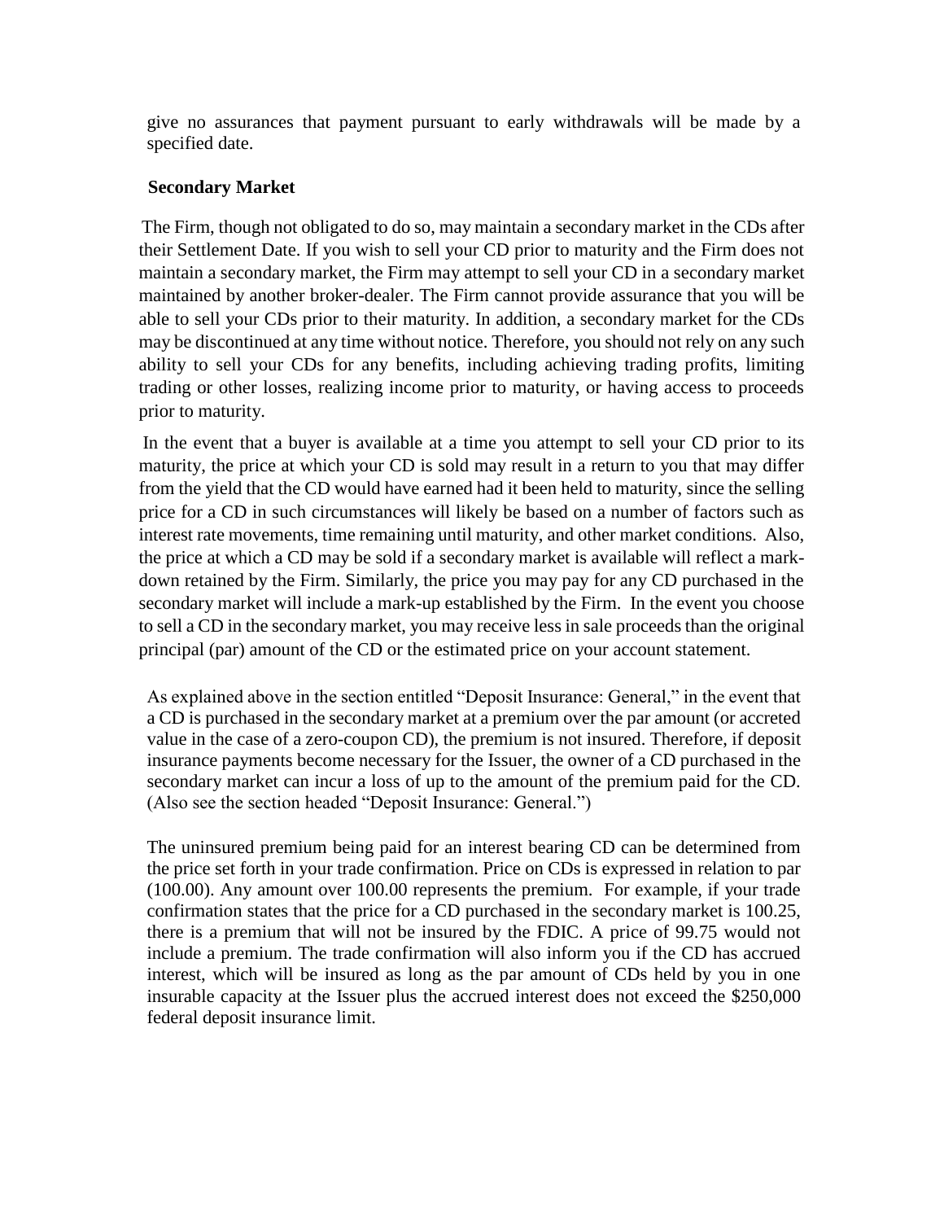give no assurances that payment pursuant to early withdrawals will be made by a specified date.

**Secondary Market**

The Firm, though not obligated to do so, may maintain a secondary market in the CDs after their Settlement Date. If you wish to sell your CD prior to maturity and the Firm does not maintain a secondary market, the Firm may attempt to sell your CD in a secondary market maintained by another broker-dealer. The Firm cannot provide assurance that you will be able to sell your CDs prior to their maturity. In addition, a secondary market for the CDs may be discontinued at any time without notice. Therefore, you should not rely on any such ability to sell your CDs for any benefits, including achieving trading profits, limiting trading or other losses, realizing income prior to maturity, or having access to proceeds prior to maturity.

In the event that a buyer is available at a time you attempt to sell your CD prior to its maturity, the price at which your CD is sold may result in a return to you that may differ from the yield that the CD would have earned had it been held to maturity, since the selling price for a CD in such circumstances will likely be based on a number of factors such as interest rate movements, time remaining until maturity, and other market conditions. Also, the price at which a CD may be sold if a secondary market is available will reflect a mark-down retained by the Firm. Similarly, the price you may pay for any CD purchased in the secondary market will include a mark-up established by the Firm. In the event you choose to sell a CD in the secondary market, you may receive less in sale proceeds than the original principal (par) amount of the CD or the estimated price on your account statement.

As explained above in the section entitled "Deposit Insurance: General," in the event that a CD is purchased in the secondary market at a premium over the par amount (or accreted value in the case of a zero-coupon CD), the premium is not insured. Therefore, if deposit insurance payments become necessary for the Issuer, the owner of a CD purchased in the secondary market can incur a loss of up to the amount of the premium paid for the CD. (Also see the section headed "Deposit Insurance: General.")

The uninsured premium being paid for an interest bearing CD can be determined from the price set forth in your trade confirmation. Price on CDs is expressed in relation to par (100.00). Any amount over 100.00 represents the premium. For example, if your trade confirmation states that the price for a CD purchased in the secondary market is 100.25, there is a premium that will not be insured by the FDIC. A price of 99.75 would not include a premium. The trade confirmation will also inform you if the CD has accrued interest, which will be insured as long as the par amount of CDs held by you in one insurable capacity at the Issuer plus the accrued interest does not exceed the $250,000 federal deposit insurance limit.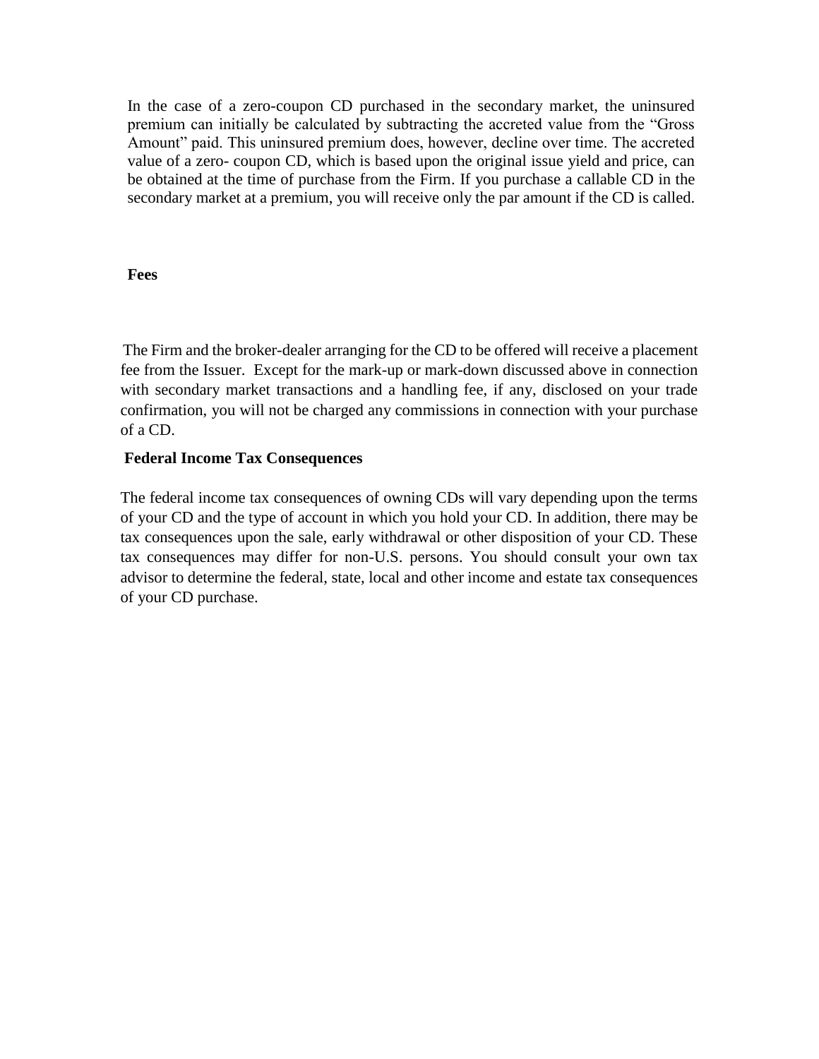In the case of a zero-coupon CD purchased in the secondary market, the uninsured premium can initially be calculated by subtracting the accreted value from the "Gross Amount" paid. This uninsured premium does, however, decline over time. The accreted value of a zero- coupon CD, which is based upon the original issue yield and price, can be obtained at the time of purchase from the Firm. If you purchase a callable CD in the secondary market at a premium, you will receive only the par amount if the CD is called.

**Fees**

The Firm and the broker-dealer arranging for the CD to be offered will receive a placement fee from the Issuer. Except for the mark-up or mark-down discussed above in connection with secondary market transactions and a handling fee, if any, disclosed on your trade confirmation, you will not be charged any commissions in connection with your purchase of a CD.

**Federal Income Tax Consequences**

The federal income tax consequences of owning CDs will vary depending upon the terms of your CD and the type of account in which you hold your CD. In addition, there may be tax consequences upon the sale, early withdrawal or other disposition of your CD. These tax consequences may differ for non-U.S. persons. You should consult your own tax advisor to determine the federal, state, local and other income and estate tax consequences of your CD purchase.